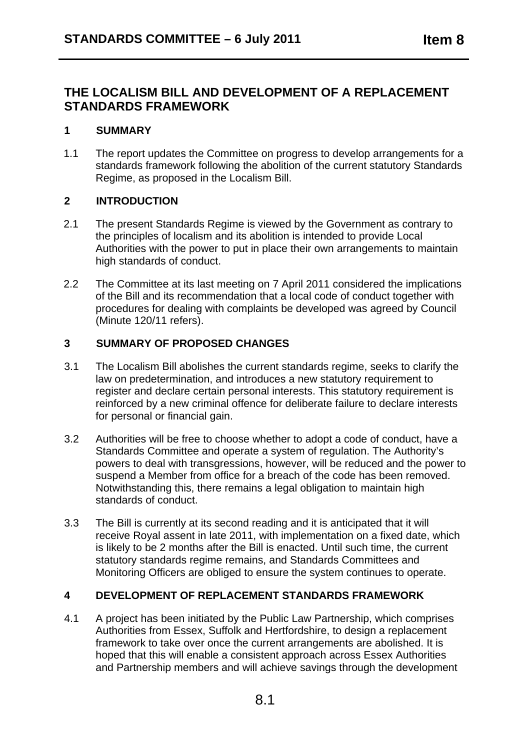# THE LOCALISM BILL AND DEVELOPMENT OF A REPLACEMENT STANDARDS FRAMEWORK

## 1 SUMMARY

1.1 The report updates the Committee on progress to develop arrangements for a standards framework following the abolition of the current statutory Standards Regime, as proposed in the Localism Bill.

## 2 INTRODUCTION

2.1 The present Standards Regime is viewed by the Government as contrary to the principles of localism and its abolition is intended to provide Local Authorities with the power to put in place their own arrangements to maintain high standards of conduct.

2.2 The Committee at its last meeting on 7 April 2011 considered the implications of the Bill and its recommendation that a local code of conduct together with procedures for dealing with complaints be developed was agreed by Council (Minute 120/11 refers).

## 3 SUMMARY OF PROPOSED CHANGES

3.1 The Localism Bill abolishes the current standards regime, seeks to clarify the law on predetermination, and introduces a new statutory requirement to register and declare certain personal interests. This statutory requirement is reinforced by a new criminal offence for deliberate failure to declare interests for personal or financial gain.

3.2 Authorities will be free to choose whether to adopt a code of conduct, have a Standards Committee and operate a system of regulation. The Authority's powers to deal with transgressions, however, will be reduced and the power to suspend a Member from office for a breach of the code has been removed. Notwithstanding this, there remains a legal obligation to maintain high standards of conduct.

3.3 The Bill is currently at its second reading and it is anticipated that it will receive Royal assent in late 2011, with implementation on a fixed date, which is likely to be 2 months after the Bill is enacted. Until such time, the current statutory standards regime remains, and Standards Committees and Monitoring Officers are obliged to ensure the system continues to operate.

## 4 DEVELOPMENT OF REPLACEMENT STANDARDS FRAMEWORK

4.1 A project has been initiated by the Public Law Partnership, which comprises Authorities from Essex, Suffolk and Hertfordshire, to design a replacement framework to take over once the current arrangements are abolished. It is hoped that this will enable a consistent approach across Essex Authorities and Partnership members and will achieve savings through the development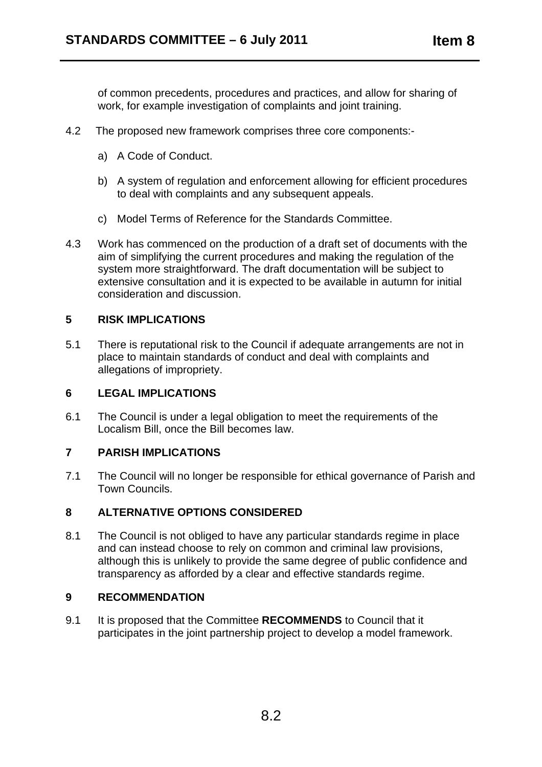of common precedents, procedures and practices, and allow for sharing of work, for example investigation of complaints and joint training.

4.2 The proposed new framework comprises three core components:-

a) A Code of Conduct.

b) A system of regulation and enforcement allowing for efficient procedures to deal with complaints and any subsequent appeals.

c) Model Terms of Reference for the Standards Committee.

4.3 Work has commenced on the production of a draft set of documents with the aim of simplifying the current procedures and making the regulation of the system more straightforward. The draft documentation will be subject to extensive consultation and it is expected to be available in autumn for initial consideration and discussion.

## 5 RISK IMPLICATIONS

5.1 There is reputational risk to the Council if adequate arrangements are not in place to maintain standards of conduct and deal with complaints and allegations of impropriety.

## 6 LEGAL IMPLICATIONS

6.1 The Council is under a legal obligation to meet the requirements of the Localism Bill, once the Bill becomes law.

## 7 PARISH IMPLICATIONS

7.1 The Council will no longer be responsible for ethical governance of Parish and Town Councils.

## 8 ALTERNATIVE OPTIONS CONSIDERED

8.1 The Council is not obliged to have any particular standards regime in place and can instead choose to rely on common and criminal law provisions, although this is unlikely to provide the same degree of public confidence and transparency as afforded by a clear and effective standards regime.

## 9 RECOMMENDATION

9.1 It is proposed that the Committee **RECOMMENDS** to Council that it participates in the joint partnership project to develop a model framework.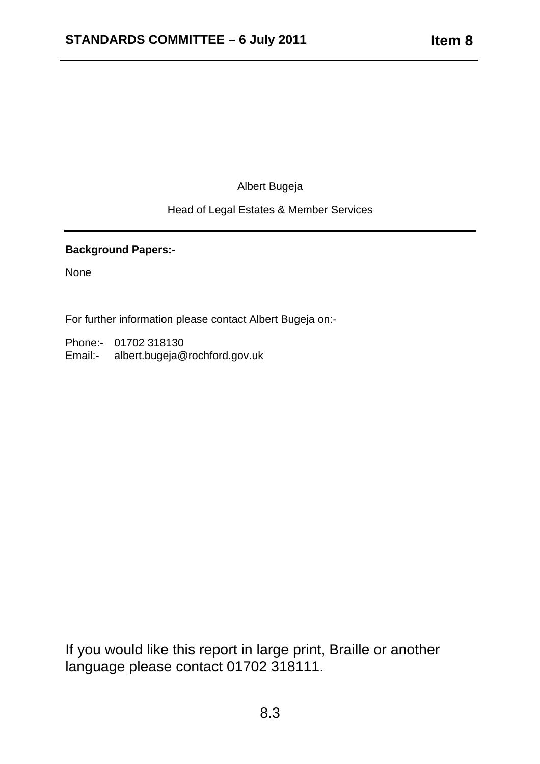Albert Bugeja

Head of Legal Estates & Member Services

**Background Papers:-**

None

For further information please contact Albert Bugeja on:-

Phone:- 01702 318130
Email:- albert.bugeja@rochford.gov.uk

If you would like this report in large print, Braille or another language please contact 01702 318111.